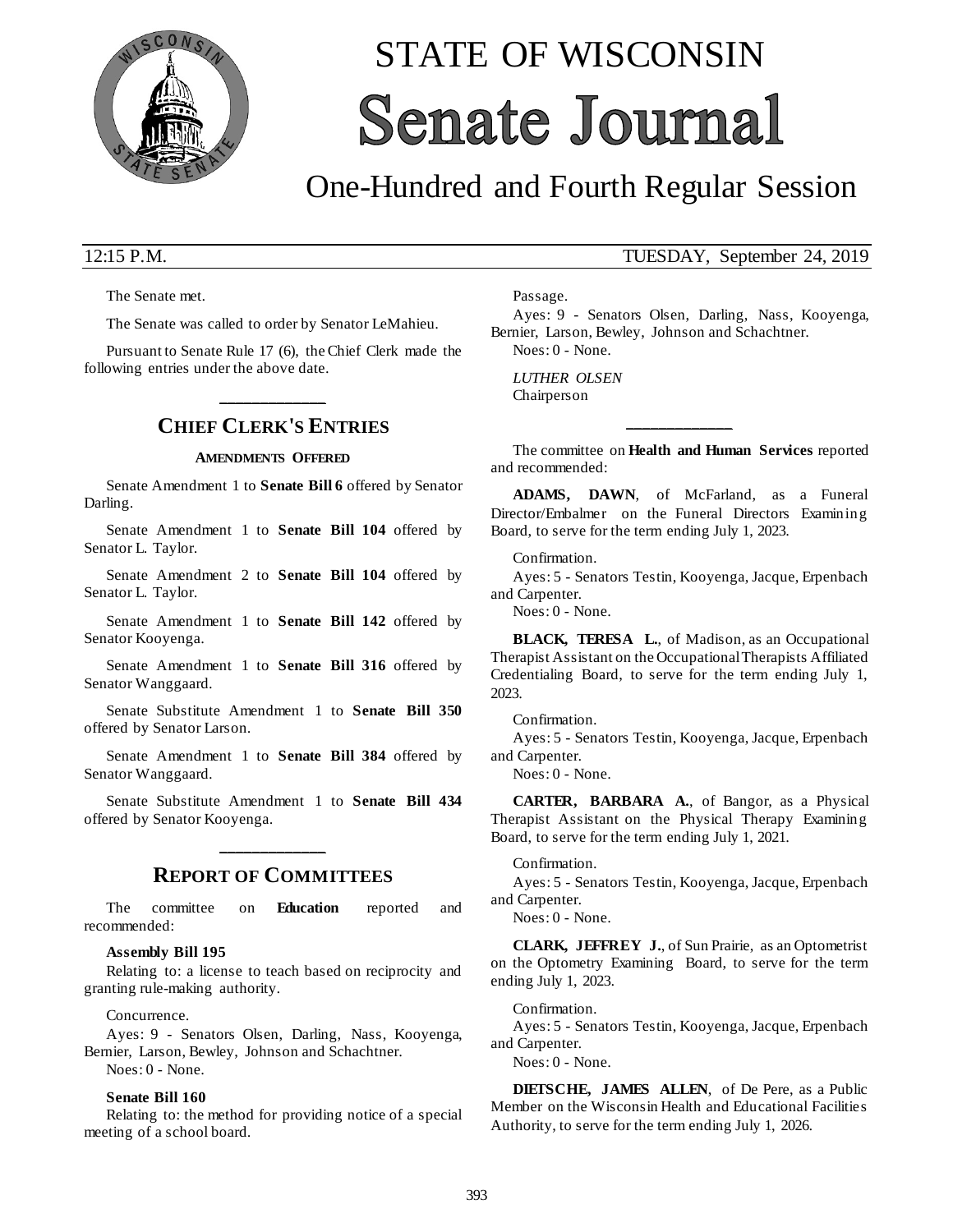# STATE OF WISCONSIN
# Senate Journal

## One-Hundred and Fourth Regular Session

12:15 P.M. TUESDAY, September 24, 2019

The Senate met.

The Senate was called to order by Senator LeMahieu.

Pursuant to Senate Rule 17 (6), the Chief Clerk made the following entries under the above date.

## CHIEF CLERK'S ENTRIES

### AMENDMENTS OFFERED

Senate Amendment 1 to **Senate Bill 6** offered by Senator Darling.

Senate Amendment 1 to **Senate Bill 104** offered by Senator L. Taylor.

Senate Amendment 2 to **Senate Bill 104** offered by Senator L. Taylor.

Senate Amendment 1 to **Senate Bill 142** offered by Senator Kooyenga.

Senate Amendment 1 to **Senate Bill 316** offered by Senator Wanggaard.

Senate Substitute Amendment 1 to **Senate Bill 350** offered by Senator Larson.

Senate Amendment 1 to **Senate Bill 384** offered by Senator Wanggaard.

Senate Substitute Amendment 1 to **Senate Bill 434** offered by Senator Kooyenga.

## REPORT OF COMMITTEES

The committee on **Education** reported and recommended:

**Assembly Bill 195**

Relating to: a license to teach based on reciprocity and granting rule-making authority.

Concurrence.

Ayes: 9 - Senators Olsen, Darling, Nass, Kooyenga, Bernier, Larson, Bewley, Johnson and Schachtner.

Noes: 0 - None.

**Senate Bill 160**

Relating to: the method for providing notice of a special meeting of a school board.

Passage.

Ayes: 9 - Senators Olsen, Darling, Nass, Kooyenga, Bernier, Larson, Bewley, Johnson and Schachtner.

Noes: 0 - None.

*LUTHER OLSEN*
Chairperson

The committee on **Health and Human Services** reported and recommended:

**ADAMS, DAWN**, of McFarland, as a Funeral Director/Embalmer on the Funeral Directors Examining Board, to serve for the term ending July 1, 2023.

Confirmation.

Ayes: 5 - Senators Testin, Kooyenga, Jacque, Erpenbach and Carpenter.

Noes: 0 - None.

**BLACK, TERESA L.**, of Madison, as an Occupational Therapist Assistant on the Occupational Therapists Affiliated Credentialing Board, to serve for the term ending July 1, 2023.

Confirmation.

Ayes: 5 - Senators Testin, Kooyenga, Jacque, Erpenbach and Carpenter.

Noes: 0 - None.

**CARTER, BARBARA A.**, of Bangor, as a Physical Therapist Assistant on the Physical Therapy Examining Board, to serve for the term ending July 1, 2021.

Confirmation.

Ayes: 5 - Senators Testin, Kooyenga, Jacque, Erpenbach and Carpenter.

Noes: 0 - None.

**CLARK, JEFFREY J.**, of Sun Prairie, as an Optometrist on the Optometry Examining Board, to serve for the term ending July 1, 2023.

Confirmation.

Ayes: 5 - Senators Testin, Kooyenga, Jacque, Erpenbach and Carpenter.

Noes: 0 - None.

**DIETSCHE, JAMES ALLEN**, of De Pere, as a Public Member on the Wisconsin Health and Educational Facilities Authority, to serve for the term ending July 1, 2026.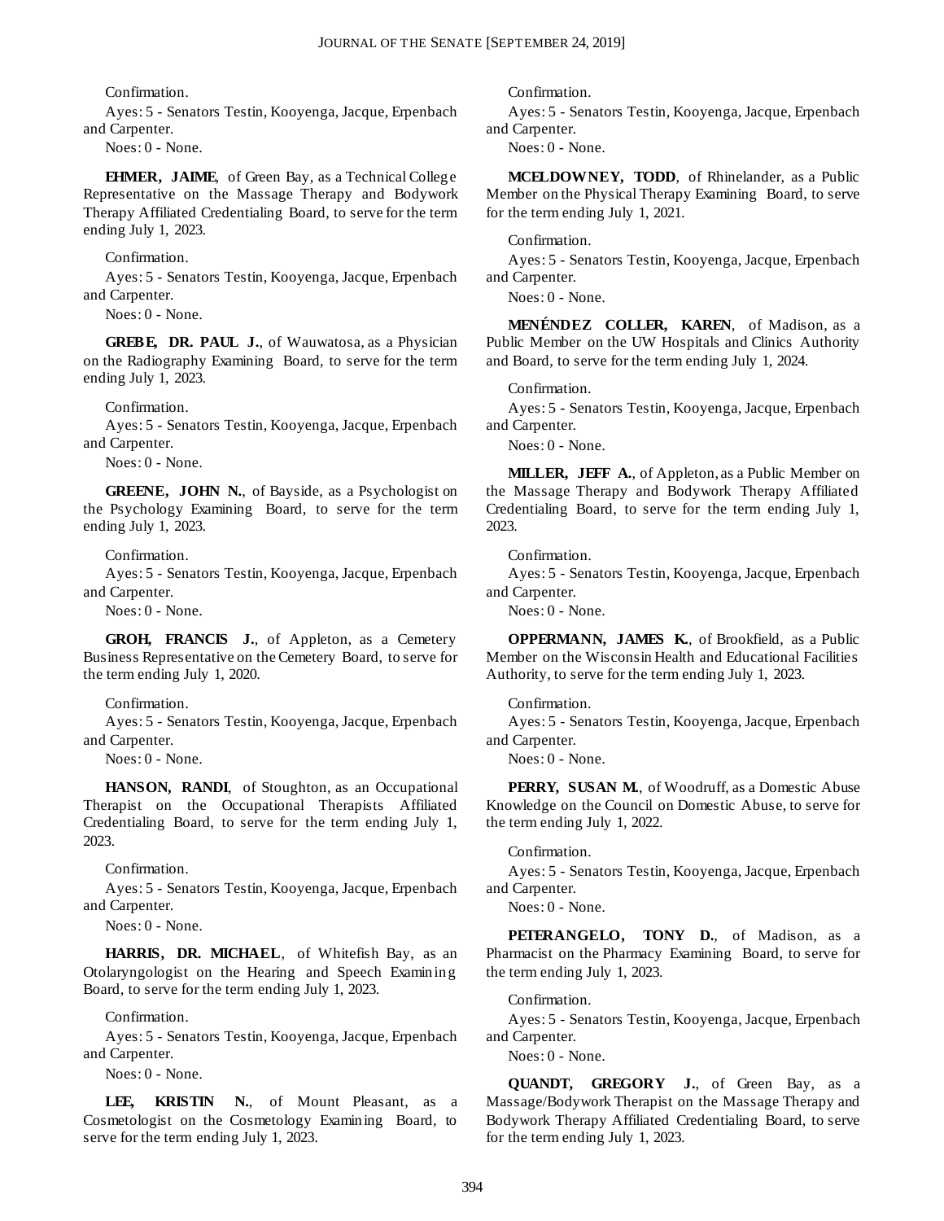Confirmation.

Ayes: 5 - Senators Testin, Kooyenga, Jacque, Erpenbach and Carpenter.

Noes: 0 - None.

**EHMER, JAIME**, of Green Bay, as a Technical College Representative on the Massage Therapy and Bodywork Therapy Affiliated Credentialing Board, to serve for the term ending July 1, 2023.

Confirmation.

Ayes: 5 - Senators Testin, Kooyenga, Jacque, Erpenbach and Carpenter.

Noes: 0 - None.

**GREBE, DR. PAUL J.**, of Wauwatosa, as a Physician on the Radiography Examining Board, to serve for the term ending July 1, 2023.

Confirmation.

Ayes: 5 - Senators Testin, Kooyenga, Jacque, Erpenbach and Carpenter.

Noes: 0 - None.

**GREENE, JOHN N.**, of Bayside, as a Psychologist on the Psychology Examining Board, to serve for the term ending July 1, 2023.

Confirmation.

Ayes: 5 - Senators Testin, Kooyenga, Jacque, Erpenbach and Carpenter.

Noes: 0 - None.

**GROH, FRANCIS J.**, of Appleton, as a Cemetery Business Representative on the Cemetery Board, to serve for the term ending July 1, 2020.

Confirmation.

Ayes: 5 - Senators Testin, Kooyenga, Jacque, Erpenbach and Carpenter.

Noes: 0 - None.

**HANSON, RANDI**, of Stoughton, as an Occupational Therapist on the Occupational Therapists Affiliated Credentialing Board, to serve for the term ending July 1, 2023.

Confirmation.

Ayes: 5 - Senators Testin, Kooyenga, Jacque, Erpenbach and Carpenter.

Noes: 0 - None.

**HARRIS, DR. MICHAEL**, of Whitefish Bay, as an Otolaryngologist on the Hearing and Speech Examining Board, to serve for the term ending July 1, 2023.

Confirmation.

Ayes: 5 - Senators Testin, Kooyenga, Jacque, Erpenbach and Carpenter.

Noes: 0 - None.

**LEE, KRISTIN N.**, of Mount Pleasant, as a Cosmetologist on the Cosmetology Examining Board, to serve for the term ending July 1, 2023.

Confirmation.

Ayes: 5 - Senators Testin, Kooyenga, Jacque, Erpenbach and Carpenter.

Noes: 0 - None.

**MCELDOWNEY, TODD**, of Rhinelander, as a Public Member on the Physical Therapy Examining Board, to serve for the term ending July 1, 2021.

Confirmation.

Ayes: 5 - Senators Testin, Kooyenga, Jacque, Erpenbach and Carpenter.

Noes: 0 - None.

**MENÉNDEZ COLLER, KAREN**, of Madison, as a Public Member on the UW Hospitals and Clinics Authority and Board, to serve for the term ending July 1, 2024.

Confirmation.

Ayes: 5 - Senators Testin, Kooyenga, Jacque, Erpenbach and Carpenter.

Noes: 0 - None.

**MILLER, JEFF A.**, of Appleton, as a Public Member on the Massage Therapy and Bodywork Therapy Affiliated Credentialing Board, to serve for the term ending July 1, 2023.

Confirmation.

Ayes: 5 - Senators Testin, Kooyenga, Jacque, Erpenbach and Carpenter.

Noes: 0 - None.

**OPPERMANN, JAMES K.**, of Brookfield, as a Public Member on the Wisconsin Health and Educational Facilities Authority, to serve for the term ending July 1, 2023.

Confirmation.

Ayes: 5 - Senators Testin, Kooyenga, Jacque, Erpenbach and Carpenter.

Noes: 0 - None.

**PERRY, SUSAN M.**, of Woodruff, as a Domestic Abuse Knowledge on the Council on Domestic Abuse, to serve for the term ending July 1, 2022.

Confirmation.

Ayes: 5 - Senators Testin, Kooyenga, Jacque, Erpenbach and Carpenter.

Noes: 0 - None.

**PETERANGELO, TONY D.**, of Madison, as a Pharmacist on the Pharmacy Examining Board, to serve for the term ending July 1, 2023.

Confirmation.

Ayes: 5 - Senators Testin, Kooyenga, Jacque, Erpenbach and Carpenter.

Noes: 0 - None.

**QUANDT, GREGORY J.**, of Green Bay, as a Massage/Bodywork Therapist on the Massage Therapy and Bodywork Therapy Affiliated Credentialing Board, to serve for the term ending July 1, 2023.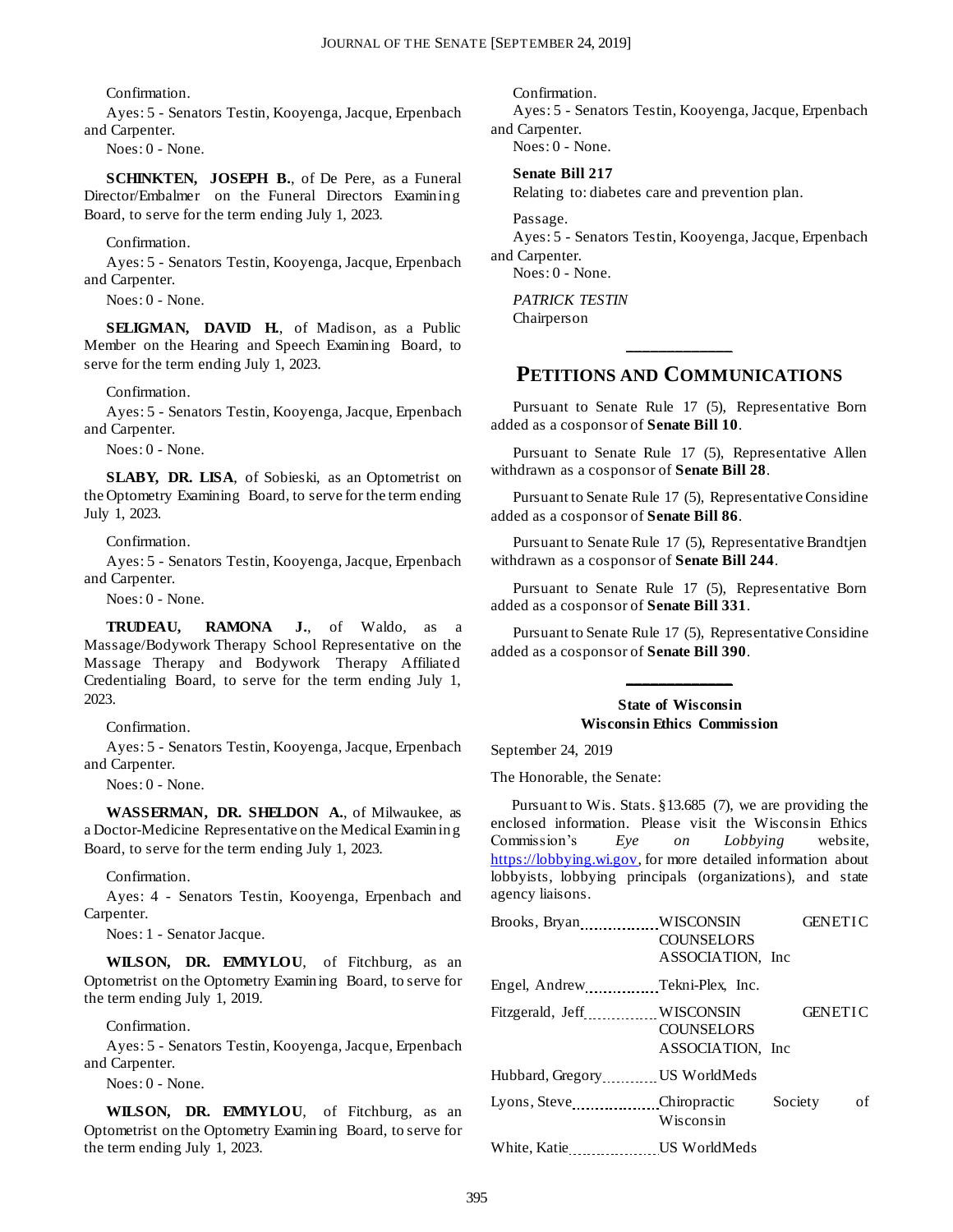Confirmation.

Ayes: 5 - Senators Testin, Kooyenga, Jacque, Erpenbach and Carpenter.

Noes: 0 - None.

**SCHINKTEN, JOSEPH B.**, of De Pere, as a Funeral Director/Embalmer on the Funeral Directors Examining Board, to serve for the term ending July 1, 2023.

Confirmation.

Ayes: 5 - Senators Testin, Kooyenga, Jacque, Erpenbach and Carpenter.

Noes: 0 - None.

**SELIGMAN, DAVID H.**, of Madison, as a Public Member on the Hearing and Speech Examining Board, to serve for the term ending July 1, 2023.

Confirmation.

Ayes: 5 - Senators Testin, Kooyenga, Jacque, Erpenbach and Carpenter.

Noes: 0 - None.

**SLABY, DR. LISA**, of Sobieski, as an Optometrist on the Optometry Examining Board, to serve for the term ending July 1, 2023.

Confirmation.

Ayes: 5 - Senators Testin, Kooyenga, Jacque, Erpenbach and Carpenter.

Noes: 0 - None.

**TRUDEAU, RAMONA J.**, of Waldo, as a Massage/Bodywork Therapy School Representative on the Massage Therapy and Bodywork Therapy Affiliated Credentialing Board, to serve for the term ending July 1, 2023.

Confirmation.

Ayes: 5 - Senators Testin, Kooyenga, Jacque, Erpenbach and Carpenter.

Noes: 0 - None.

**WASSERMAN, DR. SHELDON A.**, of Milwaukee, as a Doctor-Medicine Representative on the Medical Examining Board, to serve for the term ending July 1, 2023.

Confirmation.

Ayes: 4 - Senators Testin, Kooyenga, Erpenbach and Carpenter.

Noes: 1 - Senator Jacque.

**WILSON, DR. EMMYLOU**, of Fitchburg, as an Optometrist on the Optometry Examining Board, to serve for the term ending July 1, 2019.

Confirmation.

Ayes: 5 - Senators Testin, Kooyenga, Jacque, Erpenbach and Carpenter.

Noes: 0 - None.

**WILSON, DR. EMMYLOU**, of Fitchburg, as an Optometrist on the Optometry Examining Board, to serve for the term ending July 1, 2023.

Confirmation.

Ayes: 5 - Senators Testin, Kooyenga, Jacque, Erpenbach and Carpenter.

Noes: 0 - None.

**Senate Bill 217**

Relating to: diabetes care and prevention plan.

Passage.

Ayes: 5 - Senators Testin, Kooyenga, Jacque, Erpenbach and Carpenter.

Noes: 0 - None.

*PATRICK TESTIN*
Chairperson

---

## PETITIONS AND COMMUNICATIONS

Pursuant to Senate Rule 17 (5), Representative Born added as a cosponsor of **Senate Bill 10**.

Pursuant to Senate Rule 17 (5), Representative Allen withdrawn as a cosponsor of **Senate Bill 28**.

Pursuant to Senate Rule 17 (5), Representative Considine added as a cosponsor of **Senate Bill 86**.

Pursuant to Senate Rule 17 (5), Representative Brandtjen withdrawn as a cosponsor of **Senate Bill 244**.

Pursuant to Senate Rule 17 (5), Representative Born added as a cosponsor of **Senate Bill 331**.

Pursuant to Senate Rule 17 (5), Representative Considine added as a cosponsor of **Senate Bill 390**.

---

**State of Wisconsin**
**Wisconsin Ethics Commission**

September 24, 2019

The Honorable, the Senate:

Pursuant to Wis. Stats. §13.685 (7), we are providing the enclosed information. Please visit the Wisconsin Ethics Commission's *Eye on Lobbying* website, https://lobbying.wi.gov, for more detailed information about lobbyists, lobbying principals (organizations), and state agency liaisons.

| | |
|---|---|
| Brooks, Bryan | WISCONSIN GENETIC COUNSELORS ASSOCIATION, Inc |
| Engel, Andrew | Tekni-Plex, Inc. |
| Fitzgerald, Jeff | WISCONSIN GENETIC COUNSELORS ASSOCIATION, Inc |
| Hubbard, Gregory | US WorldMeds |
| Lyons, Steve | Chiropractic Society of Wisconsin |
| White, Katie | US WorldMeds |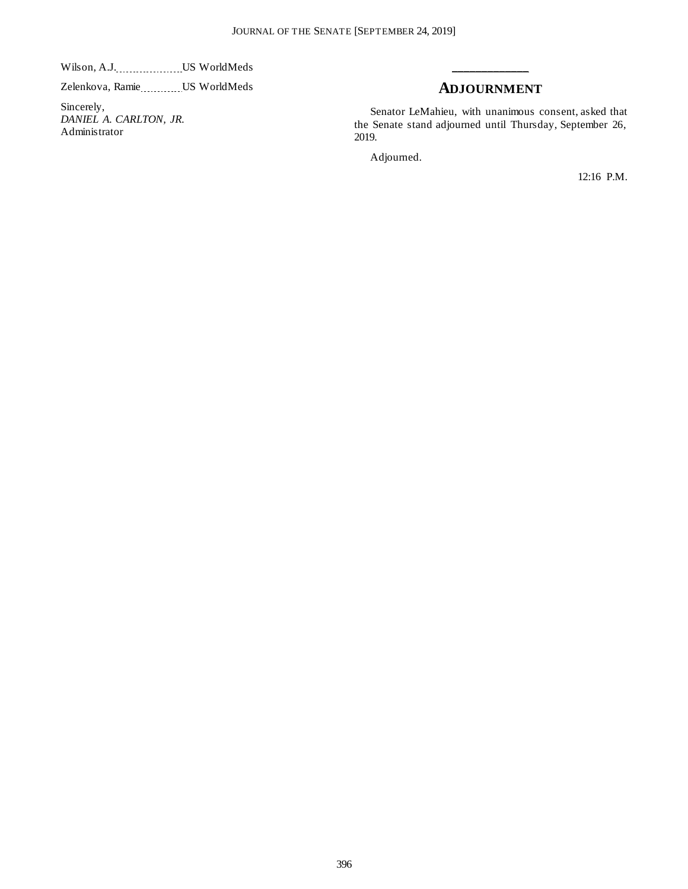Wilson, A.J. ........................ US WorldMeds

Zelenkova, Ramie ............. US WorldMeds

Sincerely,
*DANIEL A. CARLTON, JR.*
Administrator

## ADJOURNMENT

Senator LeMahieu, with unanimous consent, asked that the Senate stand adjourned until Thursday, September 26, 2019.

Adjourned.

12:16 P.M.